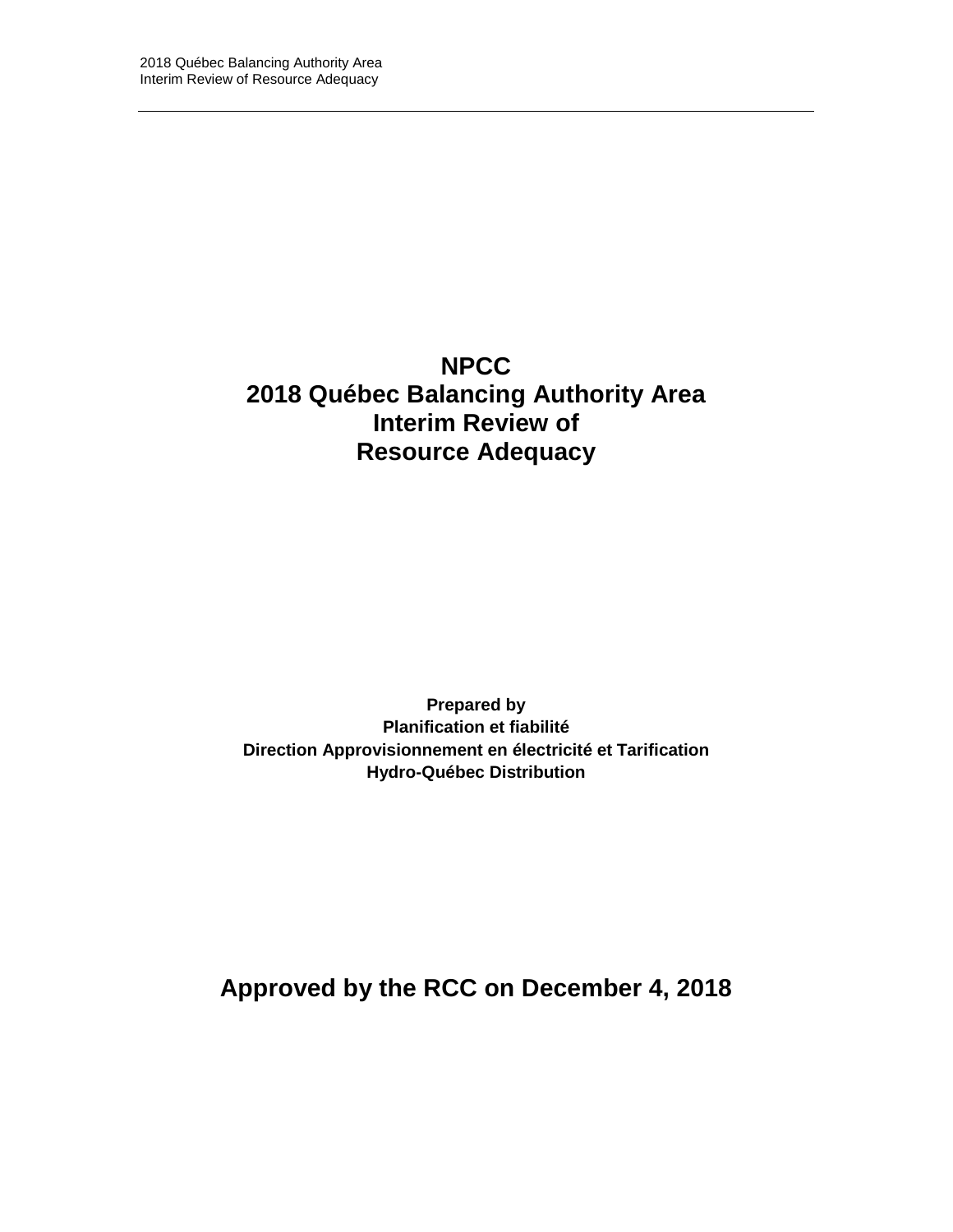# NPCC
# 2018 Québec Balancing Authority Area
# Interim Review of
# Resource Adequacy

**Prepared by**
**Planification et fiabilité**
**Direction Approvisionnement en électricité et Tarification**
**Hydro-Québec Distribution**

## Approved by the RCC on December 4, 2018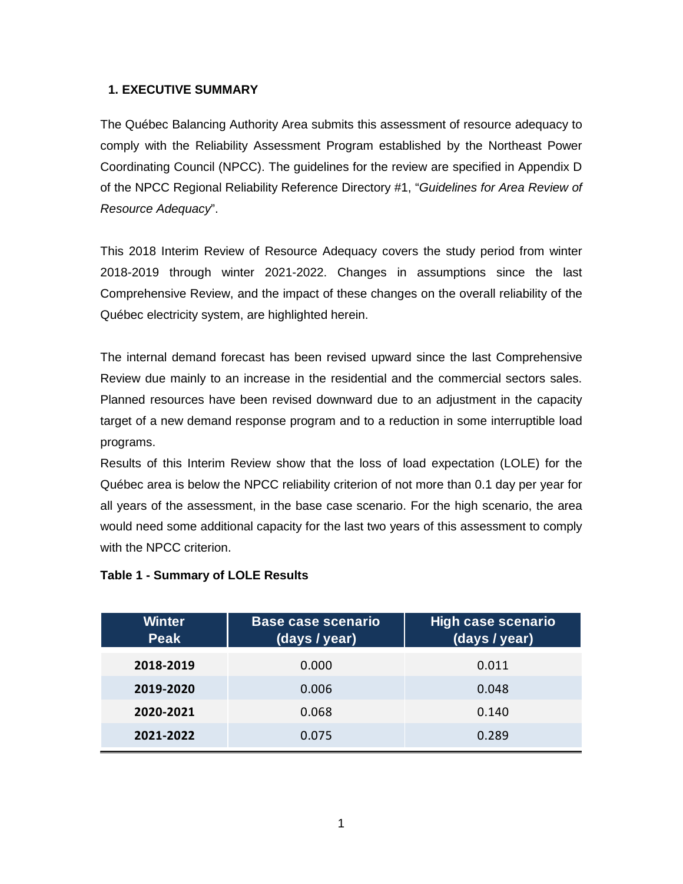## 1. EXECUTIVE SUMMARY

The Québec Balancing Authority Area submits this assessment of resource adequacy to comply with the Reliability Assessment Program established by the Northeast Power Coordinating Council (NPCC). The guidelines for the review are specified in Appendix D of the NPCC Regional Reliability Reference Directory #1, "*Guidelines for Area Review of Resource Adequacy*".

This 2018 Interim Review of Resource Adequacy covers the study period from winter 2018-2019 through winter 2021-2022. Changes in assumptions since the last Comprehensive Review, and the impact of these changes on the overall reliability of the Québec electricity system, are highlighted herein.

The internal demand forecast has been revised upward since the last Comprehensive Review due mainly to an increase in the residential and the commercial sectors sales. Planned resources have been revised downward due to an adjustment in the capacity target of a new demand response program and to a reduction in some interruptible load programs.

Results of this Interim Review show that the loss of load expectation (LOLE) for the Québec area is below the NPCC reliability criterion of not more than 0.1 day per year for all years of the assessment, in the base case scenario. For the high scenario, the area would need some additional capacity for the last two years of this assessment to comply with the NPCC criterion.

**Table 1 - Summary of LOLE Results**

| Winter Peak | Base case scenario (days / year) | High case scenario (days / year) |
|---|---|---|
| **2018-2019** | 0.000 | 0.011 |
| **2019-2020** | 0.006 | 0.048 |
| **2020-2021** | 0.068 | 0.140 |
| **2021-2022** | 0.075 | 0.289 |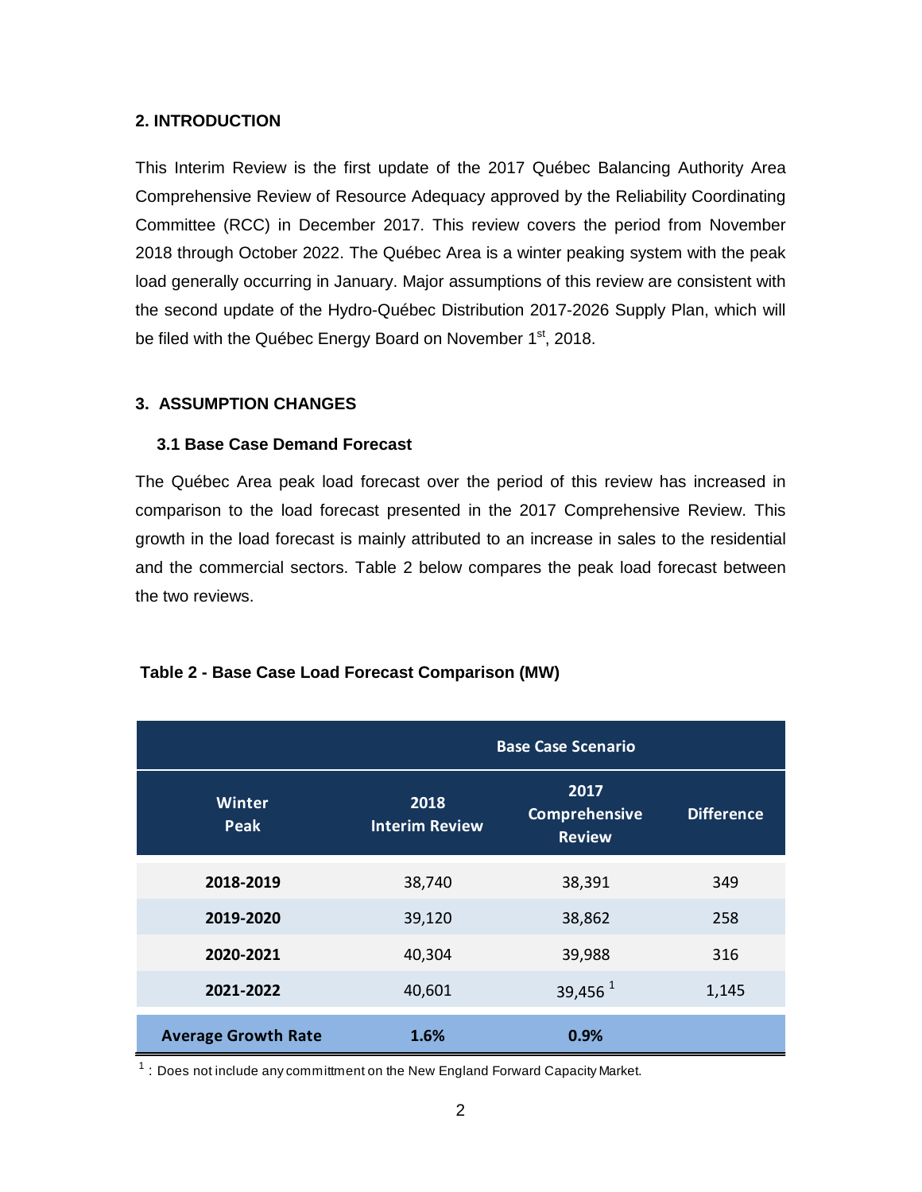## 2. INTRODUCTION

This Interim Review is the first update of the 2017 Québec Balancing Authority Area Comprehensive Review of Resource Adequacy approved by the Reliability Coordinating Committee (RCC) in December 2017. This review covers the period from November 2018 through October 2022. The Québec Area is a winter peaking system with the peak load generally occurring in January. Major assumptions of this review are consistent with the second update of the Hydro-Québec Distribution 2017-2026 Supply Plan, which will be filed with the Québec Energy Board on November 1st, 2018.

## 3. ASSUMPTION CHANGES

### 3.1 Base Case Demand Forecast

The Québec Area peak load forecast over the period of this review has increased in comparison to the load forecast presented in the 2017 Comprehensive Review. This growth in the load forecast is mainly attributed to an increase in sales to the residential and the commercial sectors. Table 2 below compares the peak load forecast between the two reviews.

**Table 2 - Base Case Load Forecast Comparison (MW)**

| | Base Case Scenario | | |
|---|---|---|---|
| **Winter Peak** | **2018 Interim Review** | **2017 Comprehensive Review** | **Difference** |
| **2018-2019** | 38,740 | 38,391 | 349 |
| **2019-2020** | 39,120 | 38,862 | 258 |
| **2020-2021** | 40,304 | 39,988 | 316 |
| **2021-2022** | 40,601 | 39,456 [1] | 1,145 |
| **Average Growth Rate** | **1.6%** | **0.9%** | |

[1] : Does not include any committment on the New England Forward Capacity Market.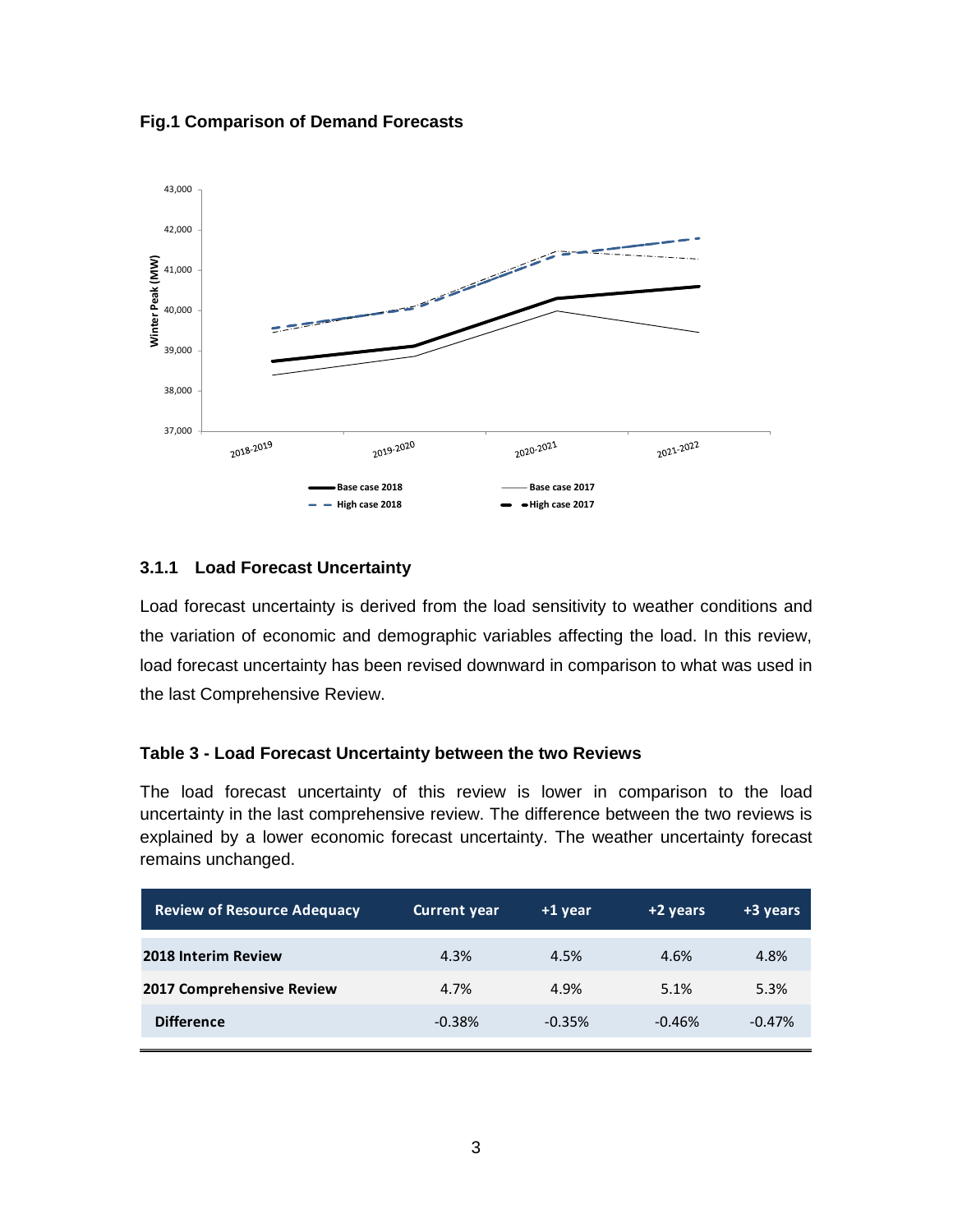**Fig.1 Comparison of Demand Forecasts**

### 3.1.1 Load Forecast Uncertainty

Load forecast uncertainty is derived from the load sensitivity to weather conditions and the variation of economic and demographic variables affecting the load. In this review, load forecast uncertainty has been revised downward in comparison to what was used in the last Comprehensive Review.

**Table 3 - Load Forecast Uncertainty between the two Reviews**

The load forecast uncertainty of this review is lower in comparison to the load uncertainty in the last comprehensive review. The difference between the two reviews is explained by a lower economic forecast uncertainty. The weather uncertainty forecast remains unchanged.

| Review of Resource Adequacy | Current year | +1 year | +2 years | +3 years |
|---|---|---|---|---|
| **2018 Interim Review** | 4.3% | 4.5% | 4.6% | 4.8% |
| **2017 Comprehensive Review** | 4.7% | 4.9% | 5.1% | 5.3% |
| **Difference** | -0.38% | -0.35% | -0.46% | -0.47% |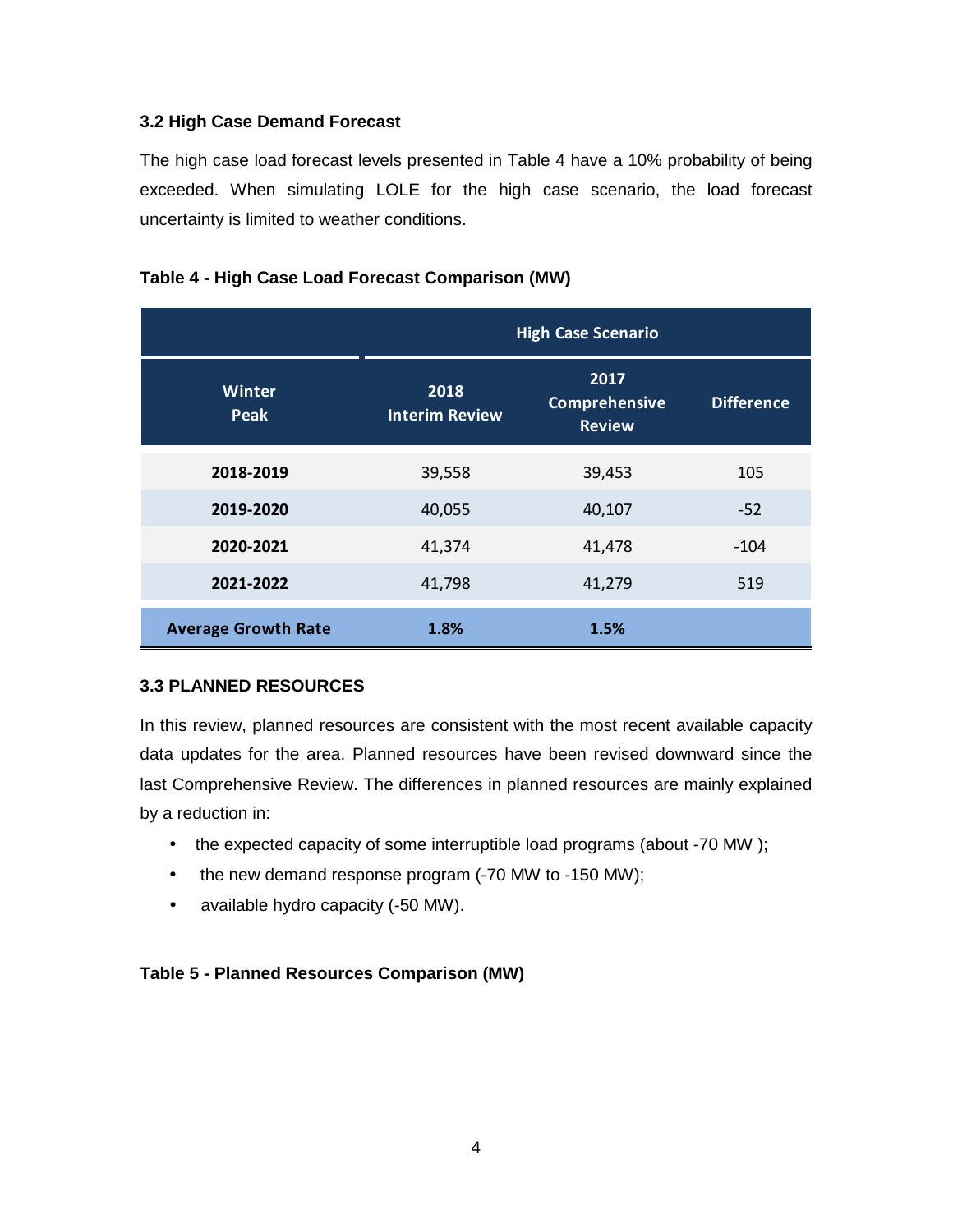### 3.2 High Case Demand Forecast

The high case load forecast levels presented in Table 4 have a 10% probability of being exceeded. When simulating LOLE for the high case scenario, the load forecast uncertainty is limited to weather conditions.

**Table 4 - High Case Load Forecast Comparison (MW)**

| | High Case Scenario | | |
|---|---|---|---|
| **Winter Peak** | **2018 Interim Review** | **2017 Comprehensive Review** | **Difference** |
| **2018-2019** | 39,558 | 39,453 | 105 |
| **2019-2020** | 40,055 | 40,107 | -52 |
| **2020-2021** | 41,374 | 41,478 | -104 |
| **2021-2022** | 41,798 | 41,279 | 519 |
| **Average Growth Rate** | **1.8%** | **1.5%** | |

### 3.3 PLANNED RESOURCES

In this review, planned resources are consistent with the most recent available capacity data updates for the area. Planned resources have been revised downward since the last Comprehensive Review. The differences in planned resources are mainly explained by a reduction in:

- the expected capacity of some interruptible load programs (about -70 MW );
- the new demand response program (-70 MW to -150 MW);
- available hydro capacity (-50 MW).

**Table 5 - Planned Resources Comparison (MW)**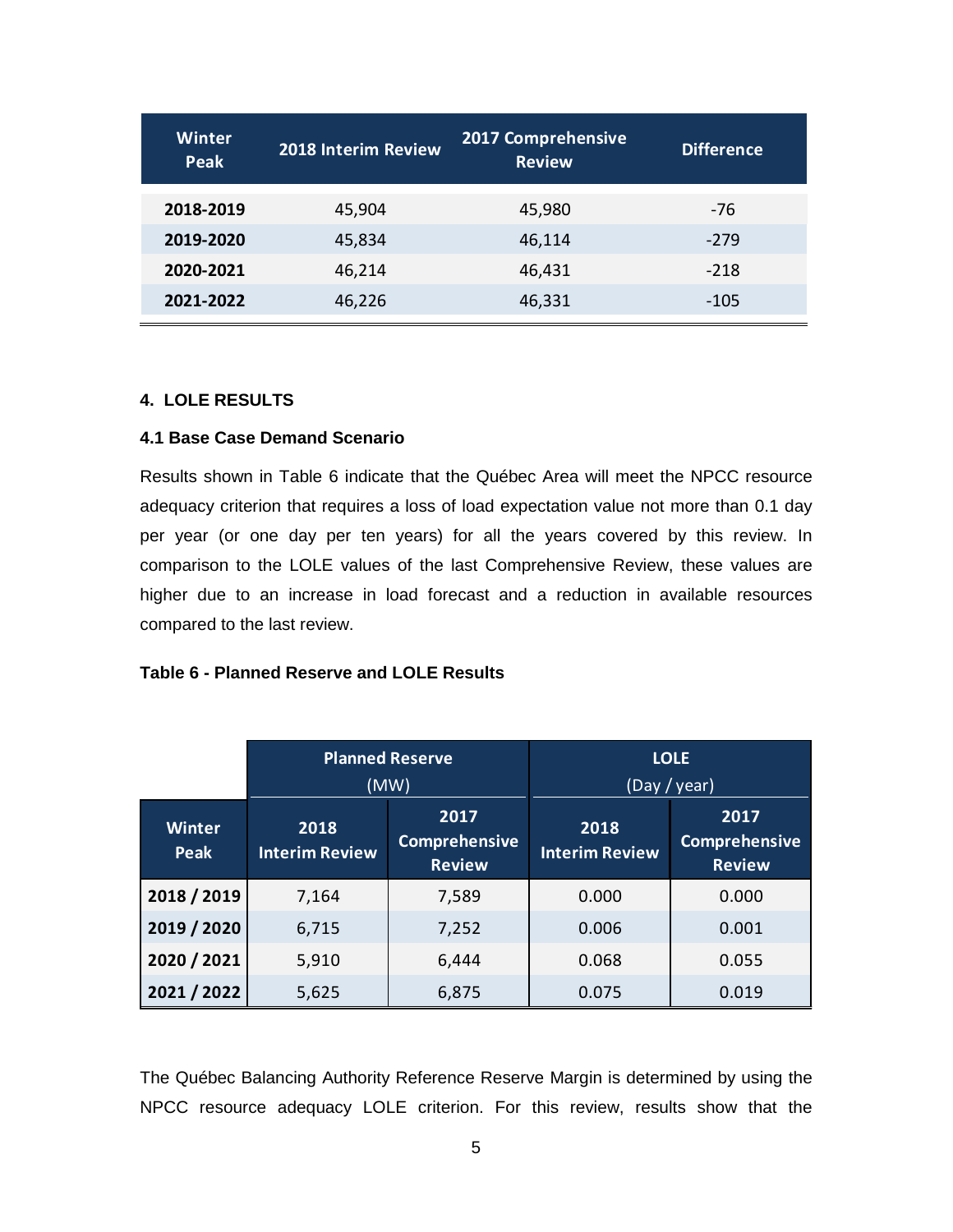| Winter Peak | 2018 Interim Review | 2017 Comprehensive Review | Difference |
|---|---|---|---|
| **2018-2019** | 45,904 | 45,980 | -76 |
| **2019-2020** | 45,834 | 46,114 | -279 |
| **2020-2021** | 46,214 | 46,431 | -218 |
| **2021-2022** | 46,226 | 46,331 | -105 |

## 4. LOLE RESULTS

### 4.1 Base Case Demand Scenario

Results shown in Table 6 indicate that the Québec Area will meet the NPCC resource adequacy criterion that requires a loss of load expectation value not more than 0.1 day per year (or one day per ten years) for all the years covered by this review. In comparison to the LOLE values of the last Comprehensive Review, these values are higher due to an increase in load forecast and a reduction in available resources compared to the last review.

**Table 6 - Planned Reserve and LOLE Results**

| | Planned Reserve (MW) | | LOLE (Day / year) | |
|---|---|---|---|---|
| **Winter Peak** | **2018 Interim Review** | **2017 Comprehensive Review** | **2018 Interim Review** | **2017 Comprehensive Review** |
| **2018 / 2019** | 7,164 | 7,589 | 0.000 | 0.000 |
| **2019 / 2020** | 6,715 | 7,252 | 0.006 | 0.001 |
| **2020 / 2021** | 5,910 | 6,444 | 0.068 | 0.055 |
| **2021 / 2022** | 5,625 | 6,875 | 0.075 | 0.019 |

The Québec Balancing Authority Reference Reserve Margin is determined by using the NPCC resource adequacy LOLE criterion. For this review, results show that the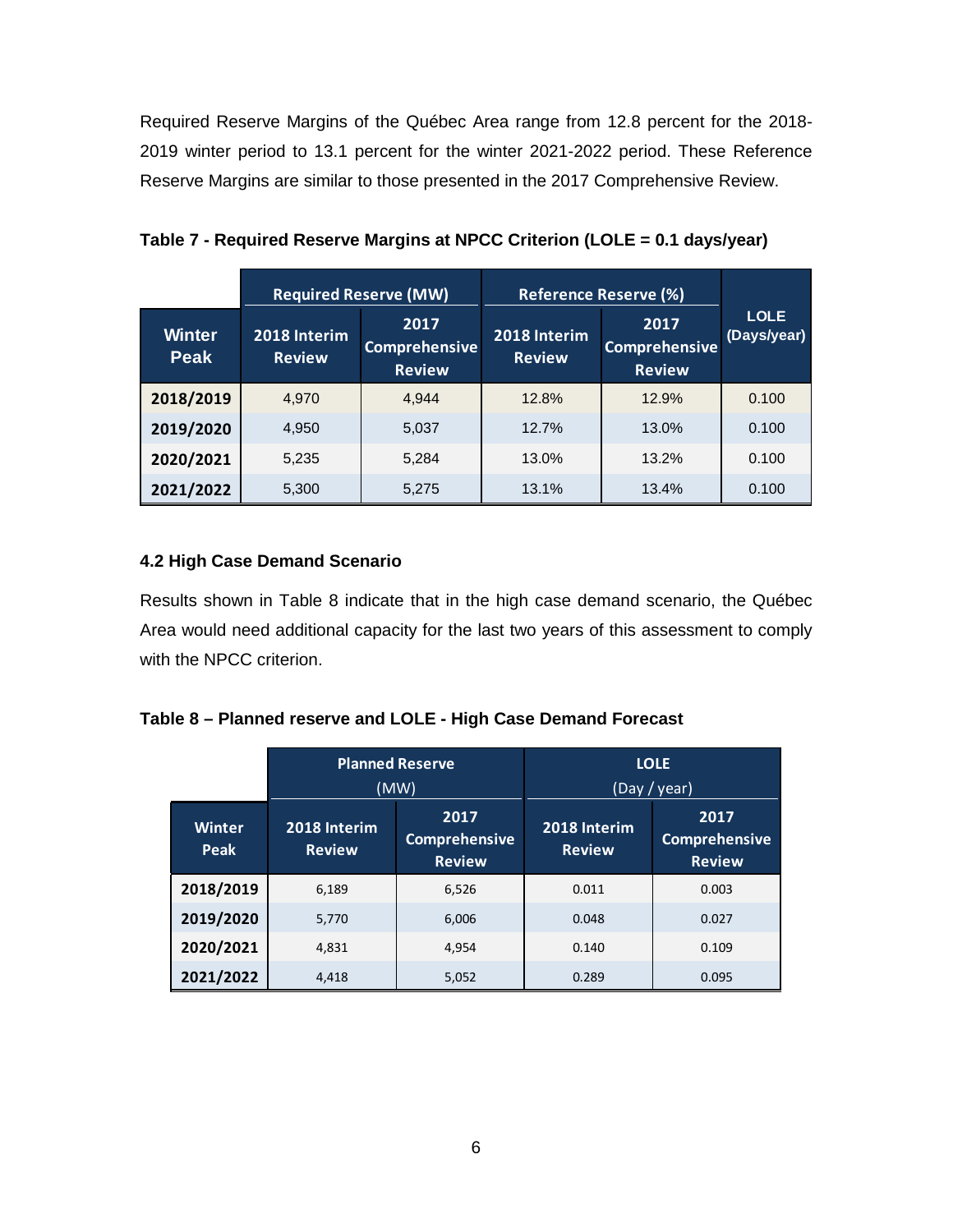Required Reserve Margins of the Québec Area range from 12.8 percent for the 2018-2019 winter period to 13.1 percent for the winter 2021-2022 period. These Reference Reserve Margins are similar to those presented in the 2017 Comprehensive Review.

**Table 7 - Required Reserve Margins at NPCC Criterion (LOLE = 0.1 days/year)**

| | Required Reserve (MW) | | Reference Reserve (%) | | |
|---|---|---|---|---|---|
| Winter Peak | 2018 Interim Review | 2017 Comprehensive Review | 2018 Interim Review | 2017 Comprehensive Review | LOLE (Days/year) |
| 2018/2019 | 4,970 | 4,944 | 12.8% | 12.9% | 0.100 |
| 2019/2020 | 4,950 | 5,037 | 12.7% | 13.0% | 0.100 |
| 2020/2021 | 5,235 | 5,284 | 13.0% | 13.2% | 0.100 |
| 2021/2022 | 5,300 | 5,275 | 13.1% | 13.4% | 0.100 |

### 4.2 High Case Demand Scenario

Results shown in Table 8 indicate that in the high case demand scenario, the Québec Area would need additional capacity for the last two years of this assessment to comply with the NPCC criterion.

**Table 8 – Planned reserve and LOLE - High Case Demand Forecast**

| | Planned Reserve (MW) | | LOLE (Day / year) | |
|---|---|---|---|---|
| Winter Peak | 2018 Interim Review | 2017 Comprehensive Review | 2018 Interim Review | 2017 Comprehensive Review |
| 2018/2019 | 6,189 | 6,526 | 0.011 | 0.003 |
| 2019/2020 | 5,770 | 6,006 | 0.048 | 0.027 |
| 2020/2021 | 4,831 | 4,954 | 0.140 | 0.109 |
| 2021/2022 | 4,418 | 5,052 | 0.289 | 0.095 |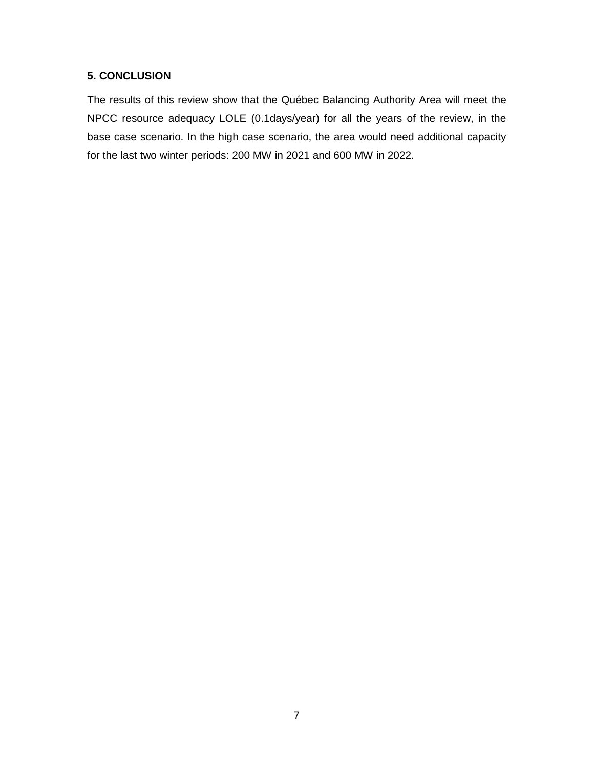## 5. CONCLUSION

The results of this review show that the Québec Balancing Authority Area will meet the NPCC resource adequacy LOLE (0.1days/year) for all the years of the review, in the base case scenario. In the high case scenario, the area would need additional capacity for the last two winter periods: 200 MW in 2021 and 600 MW in 2022.